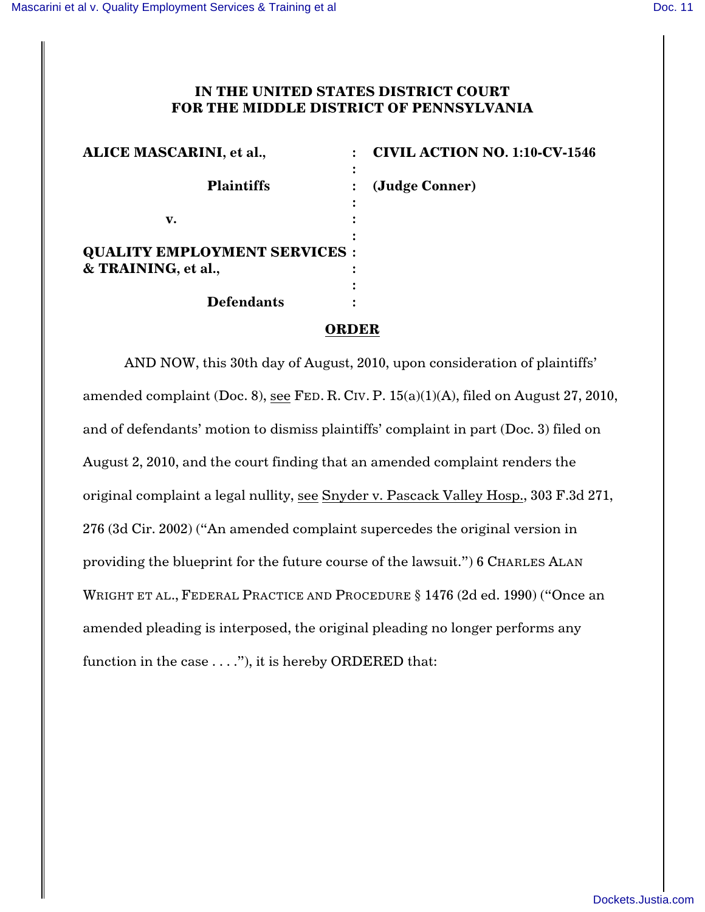**IN THE UNITED STATES DISTRICT COURT**
**FOR THE MIDDLE DISTRICT OF PENNSYLVANIA**

| | | |
|---|---|---|
| **ALICE MASCARINI, et al.,** | : | **CIVIL ACTION NO. 1:10-CV-1546** |
| | : | |
| **Plaintiffs** | : | **(Judge Conner)** |
| | : | |
| **v.** | : | |
| | : | |
| **QUALITY EMPLOYMENT SERVICES & TRAINING, et al.,** | : | |
| | : | |
| **Defendants** | : | |

**ORDER**

AND NOW, this 30th day of August, 2010, upon consideration of plaintiffs' amended complaint (Doc. 8), see FED. R. CIV. P. 15(a)(1)(A), filed on August 27, 2010, and of defendants' motion to dismiss plaintiffs' complaint in part (Doc. 3) filed on August 2, 2010, and the court finding that an amended complaint renders the original complaint a legal nullity, see Snyder v. Pascack Valley Hosp., 303 F.3d 271, 276 (3d Cir. 2002) ("An amended complaint supercedes the original version in providing the blueprint for the future course of the lawsuit.") 6 CHARLES ALAN WRIGHT ET AL., FEDERAL PRACTICE AND PROCEDURE § 1476 (2d ed. 1990) ("Once an amended pleading is interposed, the original pleading no longer performs any function in the case . . . ."), it is hereby ORDERED that: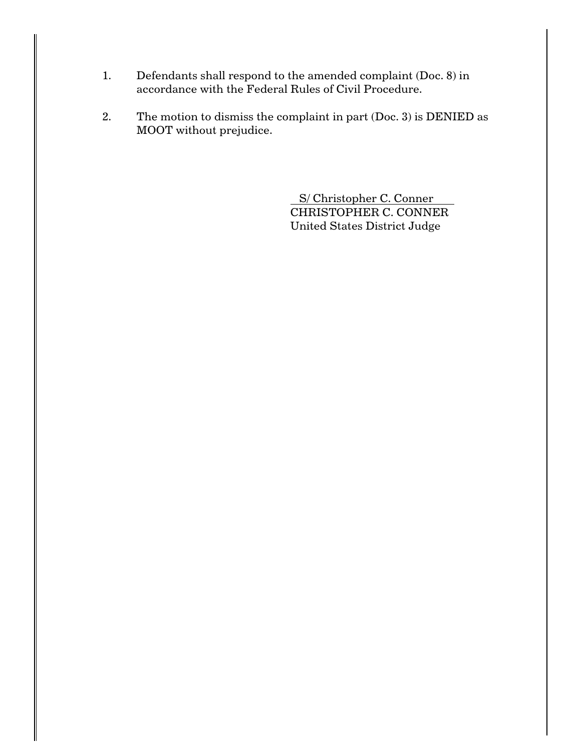1. Defendants shall respond to the amended complaint (Doc. 8) in accordance with the Federal Rules of Civil Procedure.

2. The motion to dismiss the complaint in part (Doc. 3) is DENIED as MOOT without prejudice.

S/ Christopher C. Conner
CHRISTOPHER C. CONNER
United States District Judge